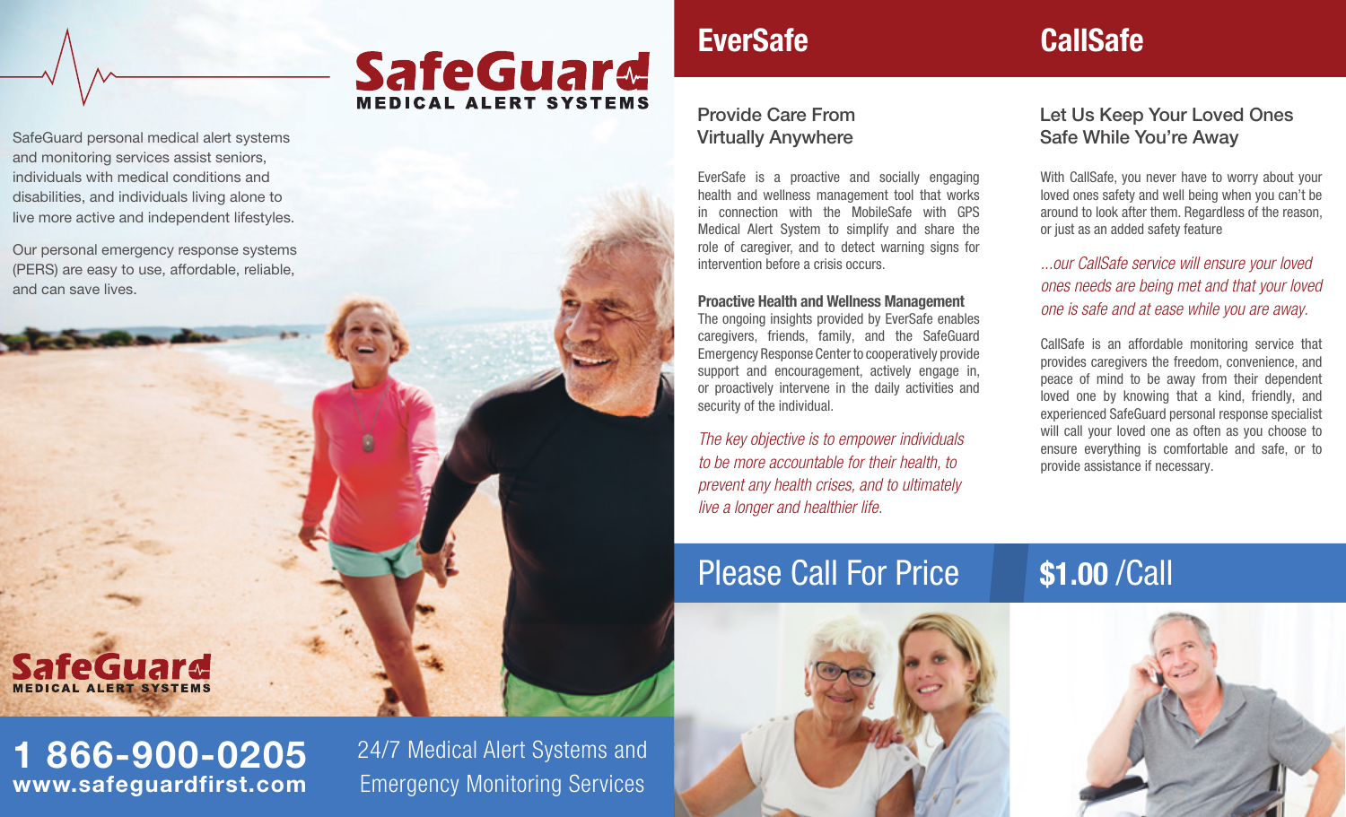# SafeGuard

**MEDICAL ALERT SYSTEMS**

SafeGuard personal medical alert systems and monitoring services assist seniors, individuals with medical conditions and disabilities, and individuals living alone to live more active and independent lifestyles.

Our personal emergency response systems (PERS) are easy to use, affordable, reliable, and can save lives.

**SafeGuard**
**MEDICAL ALERT SYSTEMS**

**1 866-900-0205**
**www.safeguardfirst.com**

24/7 Medical Alert Systems and Emergency Monitoring Services

## EverSafe

### Provide Care From Virtually Anywhere

EverSafe is a proactive and socially engaging health and wellness management tool that works in connection with the MobileSafe with GPS Medical Alert System to simplify and share the role of caregiver, and to detect warning signs for intervention before a crisis occurs.

**Proactive Health and Wellness Management**
The ongoing insights provided by EverSafe enables caregivers, friends, family, and the SafeGuard Emergency Response Center to cooperatively provide support and encouragement, actively engage in, or proactively intervene in the daily activities and security of the individual.

*The key objective is to empower individuals to be more accountable for their health, to prevent any health crises, and to ultimately live a longer and healthier life.*

Please Call For Price

## CallSafe

### Let Us Keep Your Loved Ones Safe While You're Away

With CallSafe, you never have to worry about your loved ones safety and well being when you can't be around to look after them. Regardless of the reason, or just as an added safety feature

*...our CallSafe service will ensure your loved ones needs are being met and that your loved one is safe and at ease while you are away.*

CallSafe is an affordable monitoring service that provides caregivers the freedom, convenience, and peace of mind to be away from their dependent loved one by knowing that a kind, friendly, and experienced SafeGuard personal response specialist will call your loved one as often as you choose to ensure everything is comfortable and safe, or to provide assistance if necessary.

**$1.00** /Call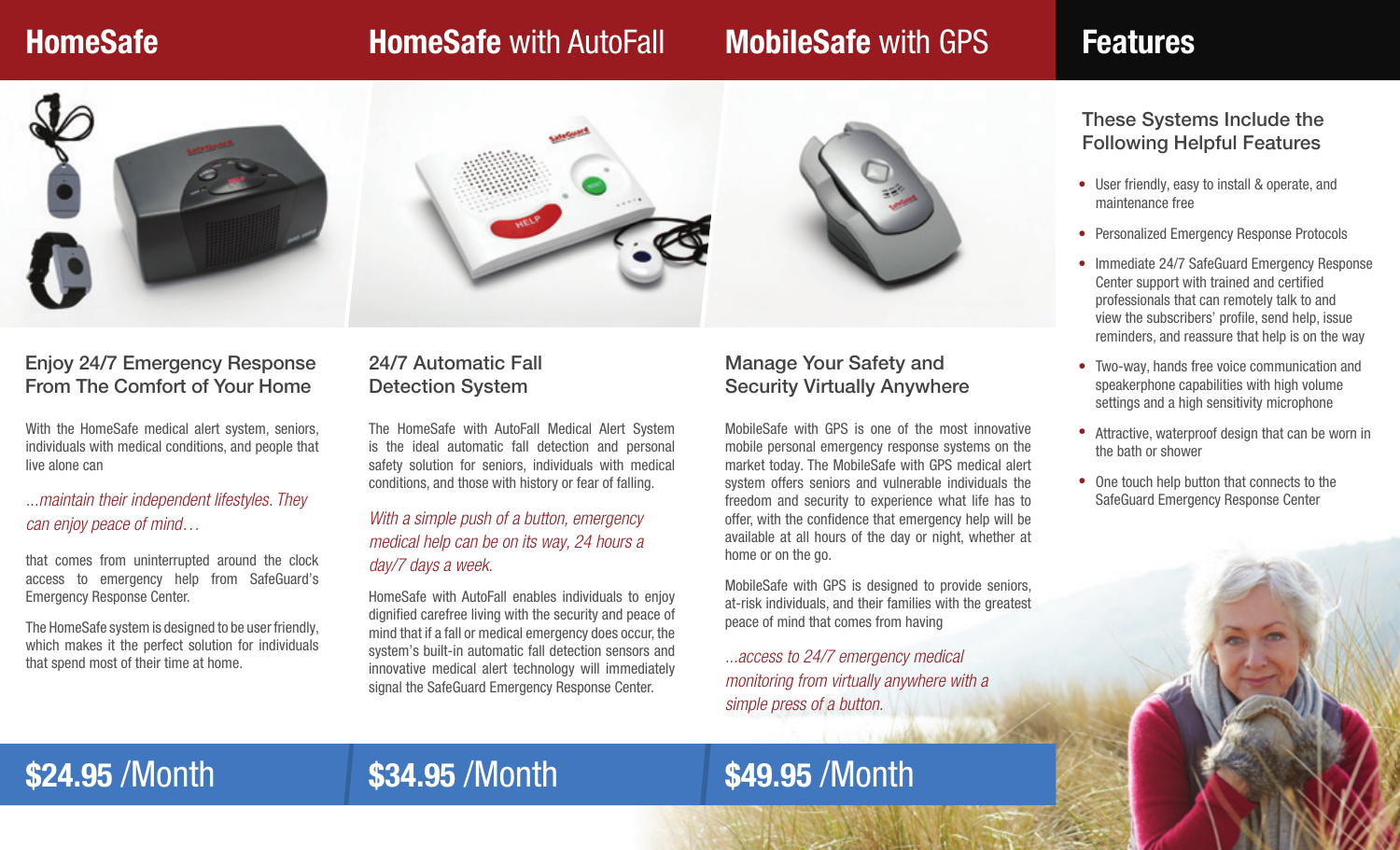## HomeSafe

### Enjoy 24/7 Emergency Response From The Comfort of Your Home

With the HomeSafe medical alert system, seniors, individuals with medical conditions, and people that live alone can

*...maintain their independent lifestyles. They can enjoy peace of mind…*

that comes from uninterrupted around the clock access to emergency help from SafeGuard's Emergency Response Center.

The HomeSafe system is designed to be user friendly, which makes it the perfect solution for individuals that spend most of their time at home.

**$24.95** /Month

## HomeSafe with AutoFall

### 24/7 Automatic Fall Detection System

The HomeSafe with AutoFall Medical Alert System is the ideal automatic fall detection and personal safety solution for seniors, individuals with medical conditions, and those with history or fear of falling.

*With a simple push of a button, emergency medical help can be on its way, 24 hours a day/7 days a week.*

HomeSafe with AutoFall enables individuals to enjoy dignified carefree living with the security and peace of mind that if a fall or medical emergency does occur, the system's built-in automatic fall detection sensors and innovative medical alert technology will immediately signal the SafeGuard Emergency Response Center.

**$34.95** /Month

## MobileSafe with GPS

### Manage Your Safety and Security Virtually Anywhere

MobileSafe with GPS is one of the most innovative mobile personal emergency response systems on the market today. The MobileSafe with GPS medical alert system offers seniors and vulnerable individuals the freedom and security to experience what life has to offer, with the confidence that emergency help will be available at all hours of the day or night, whether at home or on the go.

MobileSafe with GPS is designed to provide seniors, at-risk individuals, and their families with the greatest peace of mind that comes from having

*...access to 24/7 emergency medical monitoring from virtually anywhere with a simple press of a button.*

**$49.95** /Month

## Features

### These Systems Include the Following Helpful Features

- User friendly, easy to install & operate, and maintenance free
- Personalized Emergency Response Protocols
- Immediate 24/7 SafeGuard Emergency Response Center support with trained and certified professionals that can remotely talk to and view the subscribers' profile, send help, issue reminders, and reassure that help is on the way
- Two-way, hands free voice communication and speakerphone capabilities with high volume settings and a high sensitivity microphone
- Attractive, waterproof design that can be worn in the bath or shower
- One touch help button that connects to the SafeGuard Emergency Response Center